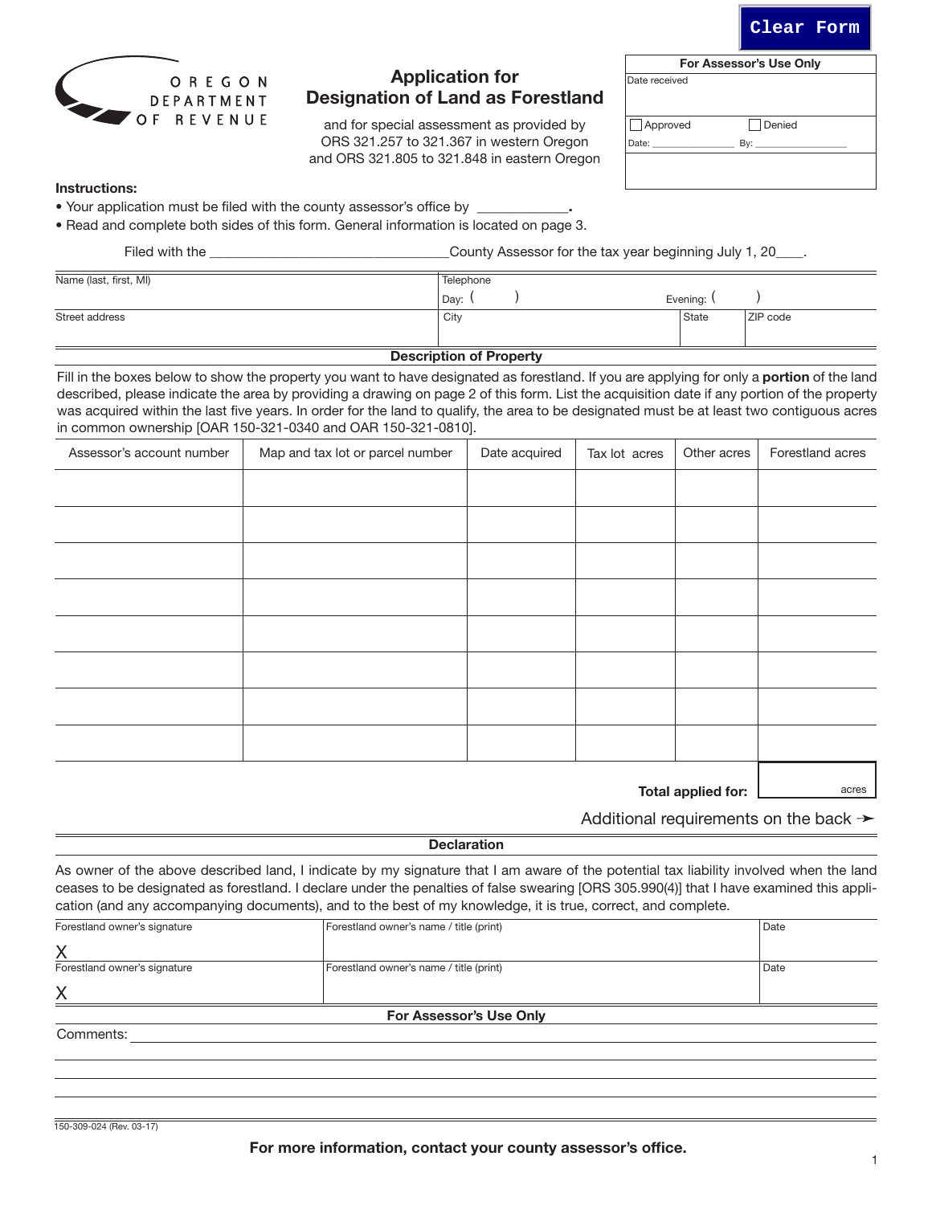Clear Form

OREGON DEPARTMENT OF REVENUE

# Application for Designation of Land as Forestland

and for special assessment as provided by ORS 321.257 to 321.367 in western Oregon and ORS 321.805 to 321.848 in eastern Oregon

| For Assessor's Use Only | |
|---|---|
| Date received | |
| ☐ Approved | ☐ Denied |
| Date: _______________ | By: _________________ |

**Instructions:**

- Your application must be filed with the county assessor's office by ____________.
- Read and complete both sides of this form. General information is located on page 3.

Filed with the ________________________________County Assessor for the tax year beginning July 1, 20____.

| Name (last, first, MI) | Telephone Day: ( ) Evening: ( ) | | |
|---|---|---|---|
| Street address | City | State | ZIP code |

## Description of Property

Fill in the boxes below to show the property you want to have designated as forestland. If you are applying for only a **portion** of the land described, please indicate the area by providing a drawing on page 2 of this form. List the acquisition date if any portion of the property was acquired within the last five years. In order for the land to qualify, the area to be designated must be at least two contiguous acres in common ownership [OAR 150-321-0340 and OAR 150-321-0810].

| Assessor's account number | Map and tax lot or parcel number | Date acquired | Tax lot acres | Other acres | Forestland acres |
|---|---|---|---|---|---|
| | | | | | |
| | | | | | |
| | | | | | |
| | | | | | |
| | | | | | |
| | | | | | |
| | | | | | |
| | | | | | |
| | | | | **Total applied for:** | acres |

Additional requirements on the back ➛

## Declaration

As owner of the above described land, I indicate by my signature that I am aware of the potential tax liability involved when the land ceases to be designated as forestland. I declare under the penalties of false swearing [ORS 305.990(4)] that I have examined this application (and any accompanying documents), and to the best of my knowledge, it is true, correct, and complete.

| Forestland owner's signature | Forestland owner's name / title (print) | Date |
|---|---|---|
| X | | |
| Forestland owner's signature | Forestland owner's name / title (print) | Date |
| X | | |

## For Assessor's Use Only

Comments: ____________________________________________

150-309-024 (Rev. 03-17)

**For more information, contact your county assessor's office.**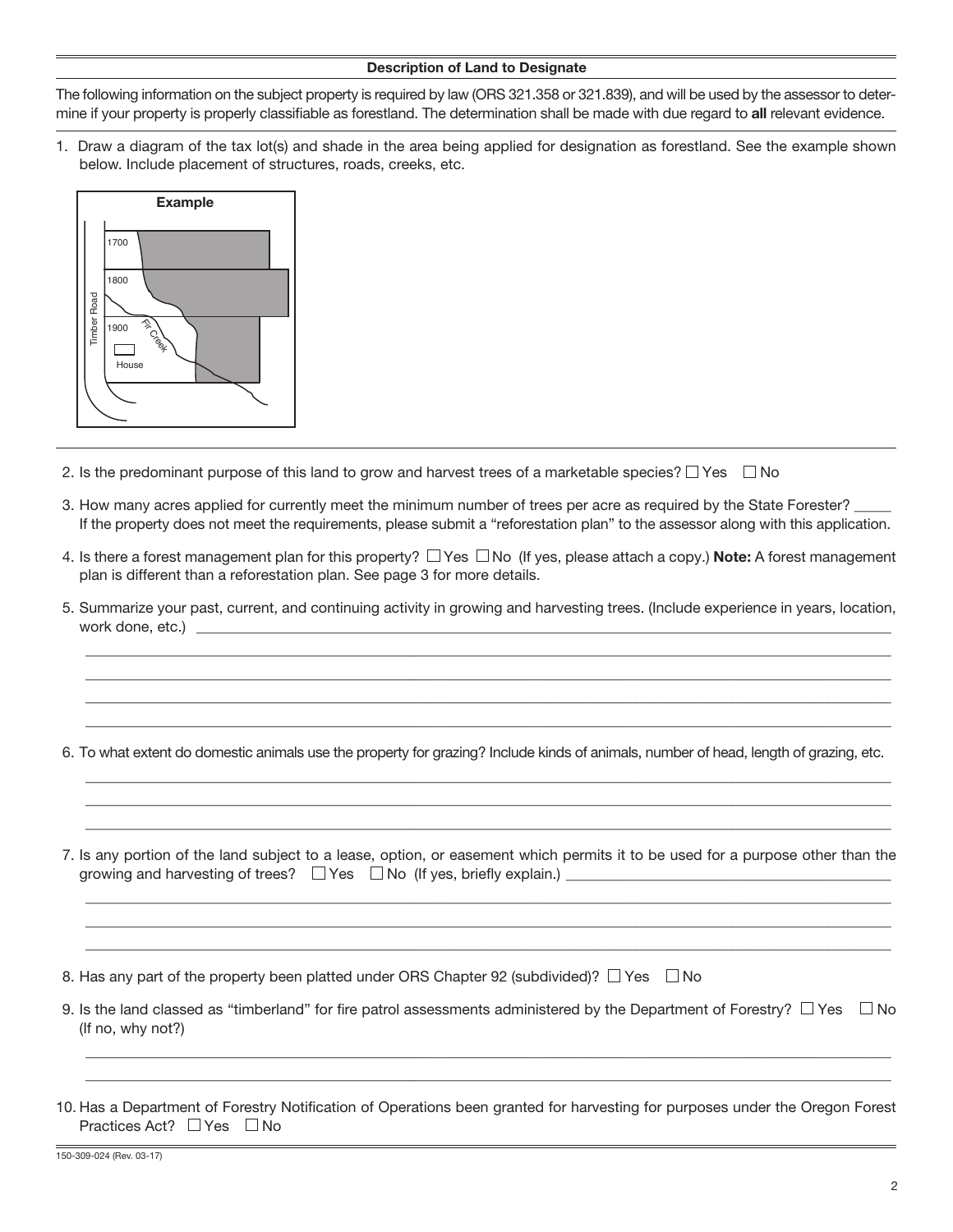## Description of Land to Designate

The following information on the subject property is required by law (ORS 321.358 or 321.839), and will be used by the assessor to determine if your property is properly classifiable as forestland. The determination shall be made with due regard to **all** relevant evidence.

1. Draw a diagram of the tax lot(s) and shade in the area being applied for designation as forestland. See the example shown below. Include placement of structures, roads, creeks, etc.

**Example**

1700
1800
1900
Timber Road
Fir Creek
House

2. Is the predominant purpose of this land to grow and harvest trees of a marketable species? ☐ Yes ☐ No

3. How many acres applied for currently meet the minimum number of trees per acre as required by the State Forester? _____
   If the property does not meet the requirements, please submit a "reforestation plan" to the assessor along with this application.

4. Is there a forest management plan for this property? ☐ Yes ☐ No (If yes, please attach a copy.) **Note:** A forest management plan is different than a reforestation plan. See page 3 for more details.

5. Summarize your past, current, and continuing activity in growing and harvesting trees. (Include experience in years, location, work done, etc.) ______________________________

______________________________
______________________________
______________________________
______________________________

6. To what extent do domestic animals use the property for grazing? Include kinds of animals, number of head, length of grazing, etc.

______________________________
______________________________
______________________________

7. Is any portion of the land subject to a lease, option, or easement which permits it to be used for a purpose other than the growing and harvesting of trees? ☐ Yes ☐ No (If yes, briefly explain.) ______________________________

______________________________
______________________________
______________________________

8. Has any part of the property been platted under ORS Chapter 92 (subdivided)? ☐ Yes ☐ No

9. Is the land classed as "timberland" for fire patrol assessments administered by the Department of Forestry? ☐ Yes ☐ No
   (If no, why not?)

______________________________
______________________________

10. Has a Department of Forestry Notification of Operations been granted for harvesting for purposes under the Oregon Forest Practices Act? ☐ Yes ☐ No

150-309-024 (Rev. 03-17)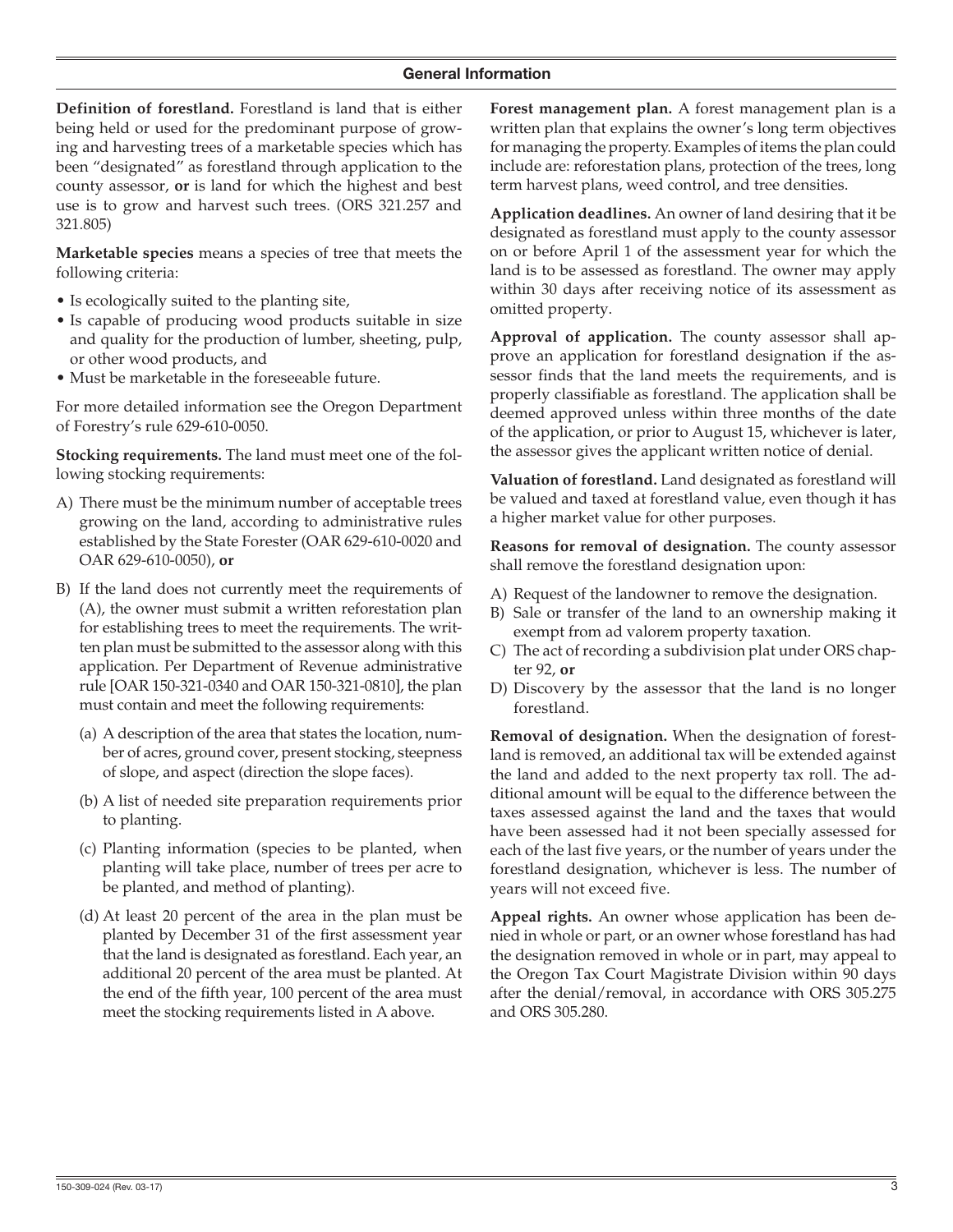## General Information

**Definition of forestland.** Forestland is land that is either being held or used for the predominant purpose of growing and harvesting trees of a marketable species which has been "designated" as forestland through application to the county assessor, **or** is land for which the highest and best use is to grow and harvest such trees. (ORS 321.257 and 321.805)

**Marketable species** means a species of tree that meets the following criteria:

- Is ecologically suited to the planting site,
- Is capable of producing wood products suitable in size and quality for the production of lumber, sheeting, pulp, or other wood products, and
- Must be marketable in the foreseeable future.

For more detailed information see the Oregon Department of Forestry's rule 629-610-0050.

**Stocking requirements.** The land must meet one of the following stocking requirements:

A) There must be the minimum number of acceptable trees growing on the land, according to administrative rules established by the State Forester (OAR 629-610-0020 and OAR 629-610-0050), **or**

B) If the land does not currently meet the requirements of (A), the owner must submit a written reforestation plan for establishing trees to meet the requirements. The written plan must be submitted to the assessor along with this application. Per Department of Revenue administrative rule [OAR 150-321-0340 and OAR 150-321-0810], the plan must contain and meet the following requirements:

   (a) A description of the area that states the location, number of acres, ground cover, present stocking, steepness of slope, and aspect (direction the slope faces).

   (b) A list of needed site preparation requirements prior to planting.

   (c) Planting information (species to be planted, when planting will take place, number of trees per acre to be planted, and method of planting).

   (d) At least 20 percent of the area in the plan must be planted by December 31 of the first assessment year that the land is designated as forestland. Each year, an additional 20 percent of the area must be planted. At the end of the fifth year, 100 percent of the area must meet the stocking requirements listed in A above.

**Forest management plan.** A forest management plan is a written plan that explains the owner's long term objectives for managing the property. Examples of items the plan could include are: reforestation plans, protection of the trees, long term harvest plans, weed control, and tree densities.

**Application deadlines.** An owner of land desiring that it be designated as forestland must apply to the county assessor on or before April 1 of the assessment year for which the land is to be assessed as forestland. The owner may apply within 30 days after receiving notice of its assessment as omitted property.

**Approval of application.** The county assessor shall approve an application for forestland designation if the assessor finds that the land meets the requirements, and is properly classifiable as forestland. The application shall be deemed approved unless within three months of the date of the application, or prior to August 15, whichever is later, the assessor gives the applicant written notice of denial.

**Valuation of forestland.** Land designated as forestland will be valued and taxed at forestland value, even though it has a higher market value for other purposes.

**Reasons for removal of designation.** The county assessor shall remove the forestland designation upon:

A) Request of the landowner to remove the designation.

B) Sale or transfer of the land to an ownership making it exempt from ad valorem property taxation.

C) The act of recording a subdivision plat under ORS chapter 92, **or**

D) Discovery by the assessor that the land is no longer forestland.

**Removal of designation.** When the designation of forestland is removed, an additional tax will be extended against the land and added to the next property tax roll. The additional amount will be equal to the difference between the taxes assessed against the land and the taxes that would have been assessed had it not been specially assessed for each of the last five years, or the number of years under the forestland designation, whichever is less. The number of years will not exceed five.

**Appeal rights.** An owner whose application has been denied in whole or part, or an owner whose forestland has had the designation removed in whole or in part, may appeal to the Oregon Tax Court Magistrate Division within 90 days after the denial/removal, in accordance with ORS 305.275 and ORS 305.280.

150-309-024 (Rev. 03-17)